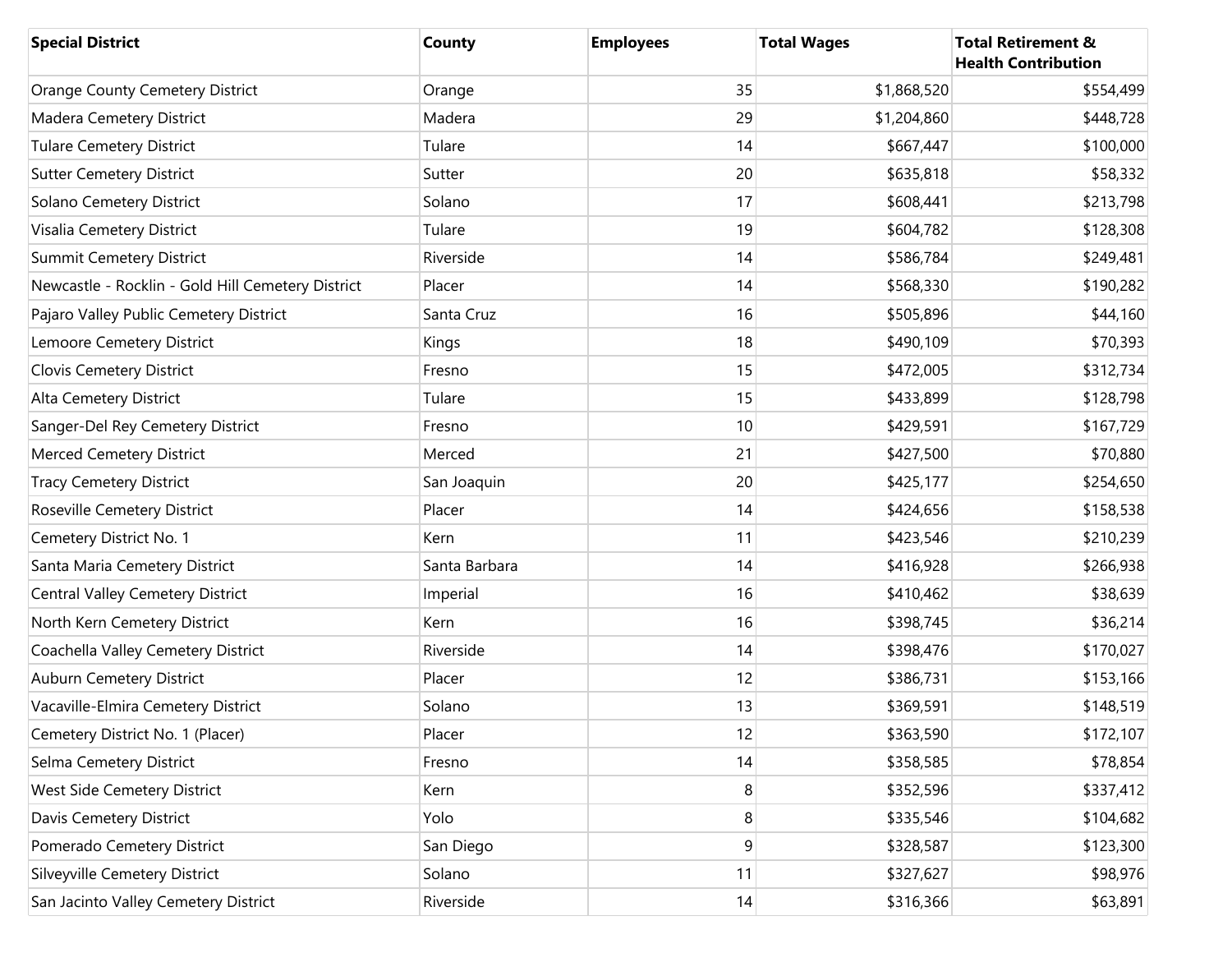| Special District | County | Employees | Total Wages | Total Retirement & Health Contribution |
|---|---|---|---|---|
| Orange County Cemetery District | Orange | 35 | $1,868,520 | $554,499 |
| Madera Cemetery District | Madera | 29 | $1,204,860 | $448,728 |
| Tulare Cemetery District | Tulare | 14 | $667,447 | $100,000 |
| Sutter Cemetery District | Sutter | 20 | $635,818 | $58,332 |
| Solano Cemetery District | Solano | 17 | $608,441 | $213,798 |
| Visalia Cemetery District | Tulare | 19 | $604,782 | $128,308 |
| Summit Cemetery District | Riverside | 14 | $586,784 | $249,481 |
| Newcastle - Rocklin - Gold Hill Cemetery District | Placer | 14 | $568,330 | $190,282 |
| Pajaro Valley Public Cemetery District | Santa Cruz | 16 | $505,896 | $44,160 |
| Lemoore Cemetery District | Kings | 18 | $490,109 | $70,393 |
| Clovis Cemetery District | Fresno | 15 | $472,005 | $312,734 |
| Alta Cemetery District | Tulare | 15 | $433,899 | $128,798 |
| Sanger-Del Rey Cemetery District | Fresno | 10 | $429,591 | $167,729 |
| Merced Cemetery District | Merced | 21 | $427,500 | $70,880 |
| Tracy Cemetery District | San Joaquin | 20 | $425,177 | $254,650 |
| Roseville Cemetery District | Placer | 14 | $424,656 | $158,538 |
| Cemetery District No. 1 | Kern | 11 | $423,546 | $210,239 |
| Santa Maria Cemetery District | Santa Barbara | 14 | $416,928 | $266,938 |
| Central Valley Cemetery District | Imperial | 16 | $410,462 | $38,639 |
| North Kern Cemetery District | Kern | 16 | $398,745 | $36,214 |
| Coachella Valley Cemetery District | Riverside | 14 | $398,476 | $170,027 |
| Auburn Cemetery District | Placer | 12 | $386,731 | $153,166 |
| Vacaville-Elmira Cemetery District | Solano | 13 | $369,591 | $148,519 |
| Cemetery District No. 1 (Placer) | Placer | 12 | $363,590 | $172,107 |
| Selma Cemetery District | Fresno | 14 | $358,585 | $78,854 |
| West Side Cemetery District | Kern | 8 | $352,596 | $337,412 |
| Davis Cemetery District | Yolo | 8 | $335,546 | $104,682 |
| Pomerado Cemetery District | San Diego | 9 | $328,587 | $123,300 |
| Silveyville Cemetery District | Solano | 11 | $327,627 | $98,976 |
| San Jacinto Valley Cemetery District | Riverside | 14 | $316,366 | $63,891 |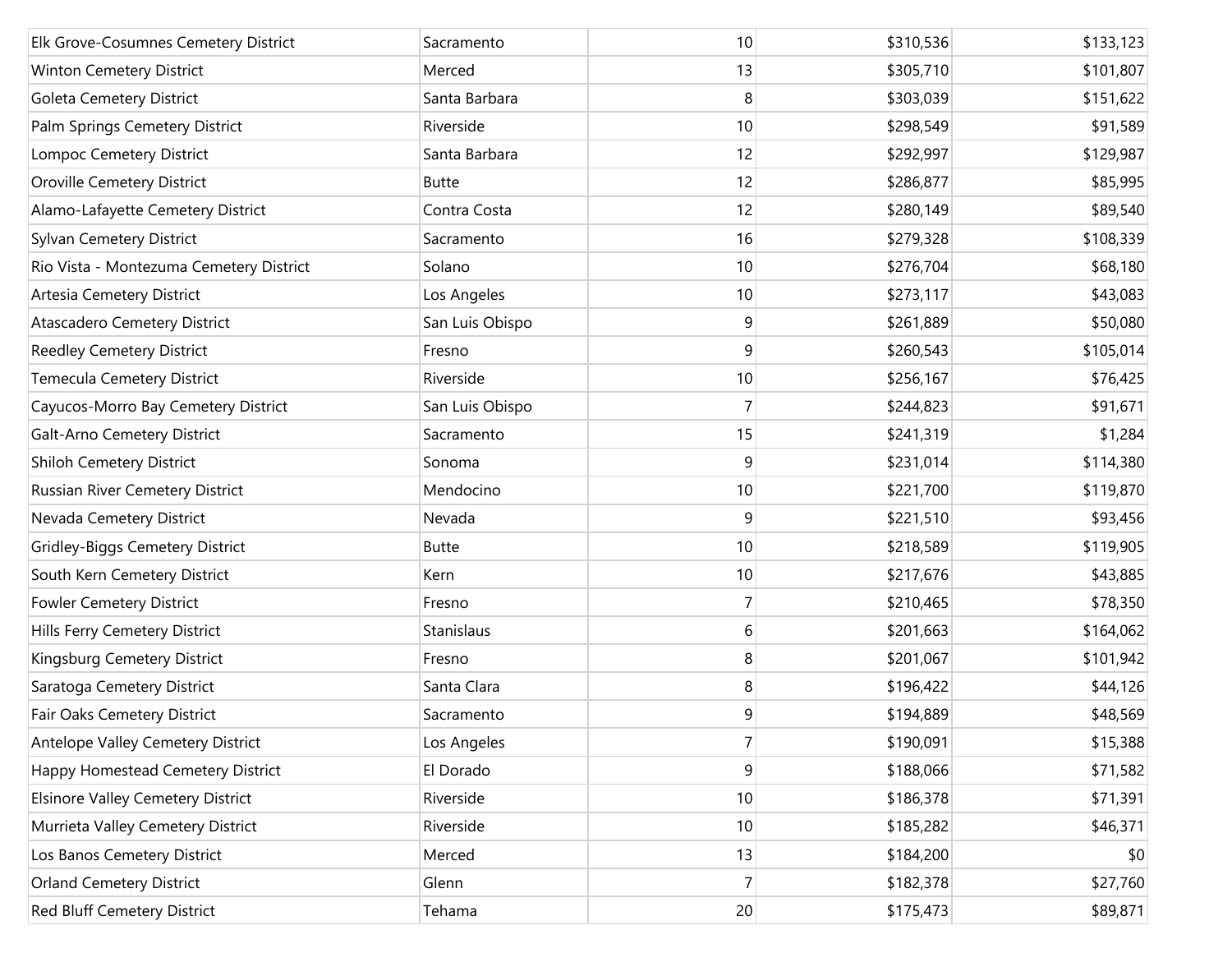| | | | | |
|---|---|---|---|---|
| Elk Grove-Cosumnes Cemetery District | Sacramento | 10 | $310,536 | $133,123 |
| Winton Cemetery District | Merced | 13 | $305,710 | $101,807 |
| Goleta Cemetery District | Santa Barbara | 8 | $303,039 | $151,622 |
| Palm Springs Cemetery District | Riverside | 10 | $298,549 | $91,589 |
| Lompoc Cemetery District | Santa Barbara | 12 | $292,997 | $129,987 |
| Oroville Cemetery District | Butte | 12 | $286,877 | $85,995 |
| Alamo-Lafayette Cemetery District | Contra Costa | 12 | $280,149 | $89,540 |
| Sylvan Cemetery District | Sacramento | 16 | $279,328 | $108,339 |
| Rio Vista - Montezuma Cemetery District | Solano | 10 | $276,704 | $68,180 |
| Artesia Cemetery District | Los Angeles | 10 | $273,117 | $43,083 |
| Atascadero Cemetery District | San Luis Obispo | 9 | $261,889 | $50,080 |
| Reedley Cemetery District | Fresno | 9 | $260,543 | $105,014 |
| Temecula Cemetery District | Riverside | 10 | $256,167 | $76,425 |
| Cayucos-Morro Bay Cemetery District | San Luis Obispo | 7 | $244,823 | $91,671 |
| Galt-Arno Cemetery District | Sacramento | 15 | $241,319 | $1,284 |
| Shiloh Cemetery District | Sonoma | 9 | $231,014 | $114,380 |
| Russian River Cemetery District | Mendocino | 10 | $221,700 | $119,870 |
| Nevada Cemetery District | Nevada | 9 | $221,510 | $93,456 |
| Gridley-Biggs Cemetery District | Butte | 10 | $218,589 | $119,905 |
| South Kern Cemetery District | Kern | 10 | $217,676 | $43,885 |
| Fowler Cemetery District | Fresno | 7 | $210,465 | $78,350 |
| Hills Ferry Cemetery District | Stanislaus | 6 | $201,663 | $164,062 |
| Kingsburg Cemetery District | Fresno | 8 | $201,067 | $101,942 |
| Saratoga Cemetery District | Santa Clara | 8 | $196,422 | $44,126 |
| Fair Oaks Cemetery District | Sacramento | 9 | $194,889 | $48,569 |
| Antelope Valley Cemetery District | Los Angeles | 7 | $190,091 | $15,388 |
| Happy Homestead Cemetery District | El Dorado | 9 | $188,066 | $71,582 |
| Elsinore Valley Cemetery District | Riverside | 10 | $186,378 | $71,391 |
| Murrieta Valley Cemetery District | Riverside | 10 | $185,282 | $46,371 |
| Los Banos Cemetery District | Merced | 13 | $184,200 | $0 |
| Orland Cemetery District | Glenn | 7 | $182,378 | $27,760 |
| Red Bluff Cemetery District | Tehama | 20 | $175,473 | $89,871 |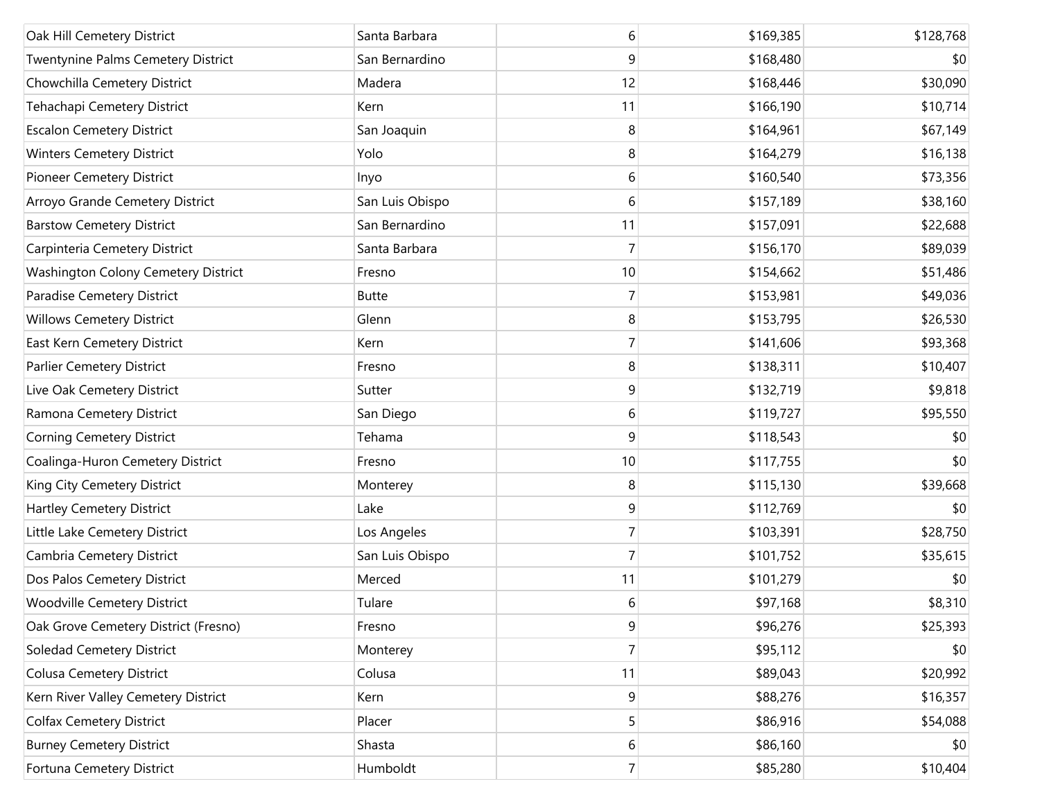| | | | | |
|---|---|---|---|---|
| Oak Hill Cemetery District | Santa Barbara | 6 | $169,385 | $128,768 |
| Twentynine Palms Cemetery District | San Bernardino | 9 | $168,480 | $0 |
| Chowchilla Cemetery District | Madera | 12 | $168,446 | $30,090 |
| Tehachapi Cemetery District | Kern | 11 | $166,190 | $10,714 |
| Escalon Cemetery District | San Joaquin | 8 | $164,961 | $67,149 |
| Winters Cemetery District | Yolo | 8 | $164,279 | $16,138 |
| Pioneer Cemetery District | Inyo | 6 | $160,540 | $73,356 |
| Arroyo Grande Cemetery District | San Luis Obispo | 6 | $157,189 | $38,160 |
| Barstow Cemetery District | San Bernardino | 11 | $157,091 | $22,688 |
| Carpinteria Cemetery District | Santa Barbara | 7 | $156,170 | $89,039 |
| Washington Colony Cemetery District | Fresno | 10 | $154,662 | $51,486 |
| Paradise Cemetery District | Butte | 7 | $153,981 | $49,036 |
| Willows Cemetery District | Glenn | 8 | $153,795 | $26,530 |
| East Kern Cemetery District | Kern | 7 | $141,606 | $93,368 |
| Parlier Cemetery District | Fresno | 8 | $138,311 | $10,407 |
| Live Oak Cemetery District | Sutter | 9 | $132,719 | $9,818 |
| Ramona Cemetery District | San Diego | 6 | $119,727 | $95,550 |
| Corning Cemetery District | Tehama | 9 | $118,543 | $0 |
| Coalinga-Huron Cemetery District | Fresno | 10 | $117,755 | $0 |
| King City Cemetery District | Monterey | 8 | $115,130 | $39,668 |
| Hartley Cemetery District | Lake | 9 | $112,769 | $0 |
| Little Lake Cemetery District | Los Angeles | 7 | $103,391 | $28,750 |
| Cambria Cemetery District | San Luis Obispo | 7 | $101,752 | $35,615 |
| Dos Palos Cemetery District | Merced | 11 | $101,279 | $0 |
| Woodville Cemetery District | Tulare | 6 | $97,168 | $8,310 |
| Oak Grove Cemetery District (Fresno) | Fresno | 9 | $96,276 | $25,393 |
| Soledad Cemetery District | Monterey | 7 | $95,112 | $0 |
| Colusa Cemetery District | Colusa | 11 | $89,043 | $20,992 |
| Kern River Valley Cemetery District | Kern | 9 | $88,276 | $16,357 |
| Colfax Cemetery District | Placer | 5 | $86,916 | $54,088 |
| Burney Cemetery District | Shasta | 6 | $86,160 | $0 |
| Fortuna Cemetery District | Humboldt | 7 | $85,280 | $10,404 |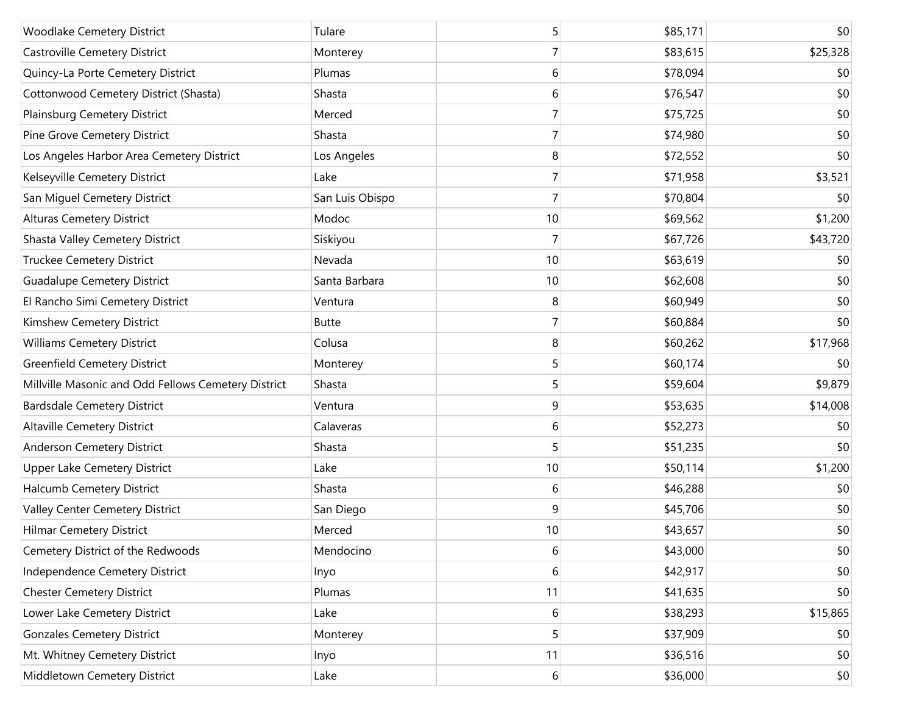| | | | | |
|---|---|---|---|---|
| Woodlake Cemetery District | Tulare | 5 | $85,171 | $0 |
| Castroville Cemetery District | Monterey | 7 | $83,615 | $25,328 |
| Quincy-La Porte Cemetery District | Plumas | 6 | $78,094 | $0 |
| Cottonwood Cemetery District (Shasta) | Shasta | 6 | $76,547 | $0 |
| Plainsburg Cemetery District | Merced | 7 | $75,725 | $0 |
| Pine Grove Cemetery District | Shasta | 7 | $74,980 | $0 |
| Los Angeles Harbor Area Cemetery District | Los Angeles | 8 | $72,552 | $0 |
| Kelseyville Cemetery District | Lake | 7 | $71,958 | $3,521 |
| San Miguel Cemetery District | San Luis Obispo | 7 | $70,804 | $0 |
| Alturas Cemetery District | Modoc | 10 | $69,562 | $1,200 |
| Shasta Valley Cemetery District | Siskiyou | 7 | $67,726 | $43,720 |
| Truckee Cemetery District | Nevada | 10 | $63,619 | $0 |
| Guadalupe Cemetery District | Santa Barbara | 10 | $62,608 | $0 |
| El Rancho Simi Cemetery District | Ventura | 8 | $60,949 | $0 |
| Kimshew Cemetery District | Butte | 7 | $60,884 | $0 |
| Williams Cemetery District | Colusa | 8 | $60,262 | $17,968 |
| Greenfield Cemetery District | Monterey | 5 | $60,174 | $0 |
| Millville Masonic and Odd Fellows Cemetery District | Shasta | 5 | $59,604 | $9,879 |
| Bardsdale Cemetery District | Ventura | 9 | $53,635 | $14,008 |
| Altaville Cemetery District | Calaveras | 6 | $52,273 | $0 |
| Anderson Cemetery District | Shasta | 5 | $51,235 | $0 |
| Upper Lake Cemetery District | Lake | 10 | $50,114 | $1,200 |
| Halcumb Cemetery District | Shasta | 6 | $46,288 | $0 |
| Valley Center Cemetery District | San Diego | 9 | $45,706 | $0 |
| Hilmar Cemetery District | Merced | 10 | $43,657 | $0 |
| Cemetery District of the Redwoods | Mendocino | 6 | $43,000 | $0 |
| Independence Cemetery District | Inyo | 6 | $42,917 | $0 |
| Chester Cemetery District | Plumas | 11 | $41,635 | $0 |
| Lower Lake Cemetery District | Lake | 6 | $38,293 | $15,865 |
| Gonzales Cemetery District | Monterey | 5 | $37,909 | $0 |
| Mt. Whitney Cemetery District | Inyo | 11 | $36,516 | $0 |
| Middletown Cemetery District | Lake | 6 | $36,000 | $0 |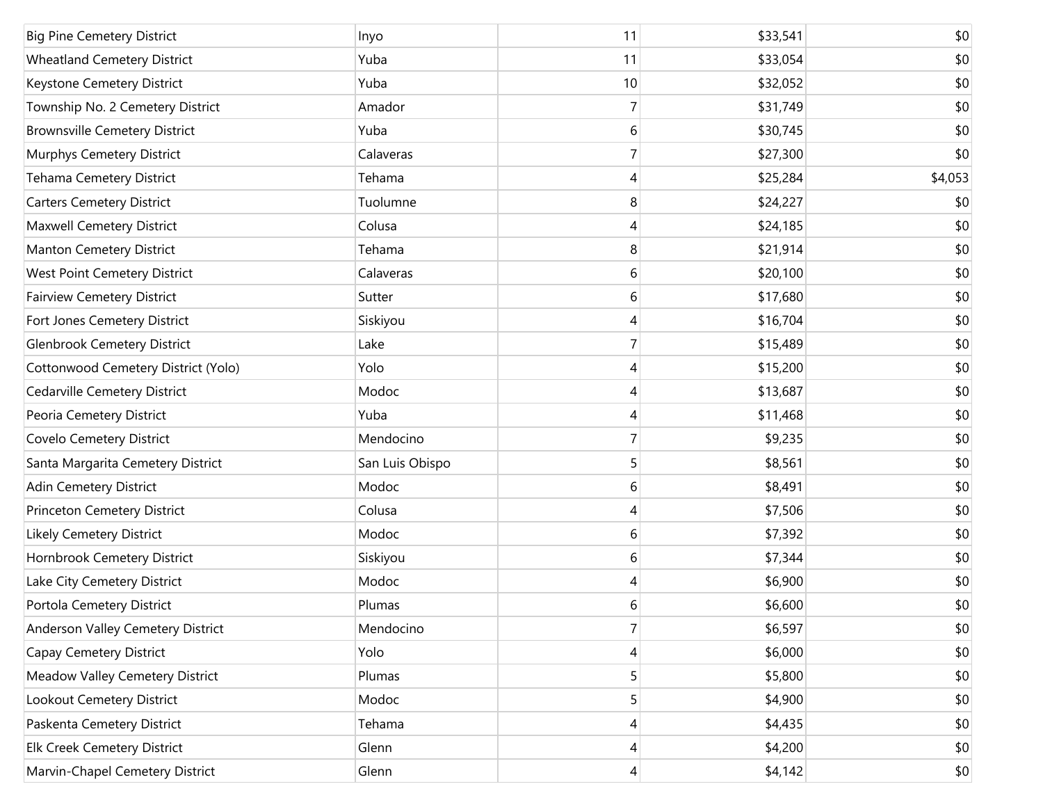| | | | | |
|---|---|---|---|---|
| Big Pine Cemetery District | Inyo | 11 | $33,541 | $0 |
| Wheatland Cemetery District | Yuba | 11 | $33,054 | $0 |
| Keystone Cemetery District | Yuba | 10 | $32,052 | $0 |
| Township No. 2 Cemetery District | Amador | 7 | $31,749 | $0 |
| Brownsville Cemetery District | Yuba | 6 | $30,745 | $0 |
| Murphys Cemetery District | Calaveras | 7 | $27,300 | $0 |
| Tehama Cemetery District | Tehama | 4 | $25,284 | $4,053 |
| Carters Cemetery District | Tuolumne | 8 | $24,227 | $0 |
| Maxwell Cemetery District | Colusa | 4 | $24,185 | $0 |
| Manton Cemetery District | Tehama | 8 | $21,914 | $0 |
| West Point Cemetery District | Calaveras | 6 | $20,100 | $0 |
| Fairview Cemetery District | Sutter | 6 | $17,680 | $0 |
| Fort Jones Cemetery District | Siskiyou | 4 | $16,704 | $0 |
| Glenbrook Cemetery District | Lake | 7 | $15,489 | $0 |
| Cottonwood Cemetery District (Yolo) | Yolo | 4 | $15,200 | $0 |
| Cedarville Cemetery District | Modoc | 4 | $13,687 | $0 |
| Peoria Cemetery District | Yuba | 4 | $11,468 | $0 |
| Covelo Cemetery District | Mendocino | 7 | $9,235 | $0 |
| Santa Margarita Cemetery District | San Luis Obispo | 5 | $8,561 | $0 |
| Adin Cemetery District | Modoc | 6 | $8,491 | $0 |
| Princeton Cemetery District | Colusa | 4 | $7,506 | $0 |
| Likely Cemetery District | Modoc | 6 | $7,392 | $0 |
| Hornbrook Cemetery District | Siskiyou | 6 | $7,344 | $0 |
| Lake City Cemetery District | Modoc | 4 | $6,900 | $0 |
| Portola Cemetery District | Plumas | 6 | $6,600 | $0 |
| Anderson Valley Cemetery District | Mendocino | 7 | $6,597 | $0 |
| Capay Cemetery District | Yolo | 4 | $6,000 | $0 |
| Meadow Valley Cemetery District | Plumas | 5 | $5,800 | $0 |
| Lookout Cemetery District | Modoc | 5 | $4,900 | $0 |
| Paskenta Cemetery District | Tehama | 4 | $4,435 | $0 |
| Elk Creek Cemetery District | Glenn | 4 | $4,200 | $0 |
| Marvin-Chapel Cemetery District | Glenn | 4 | $4,142 | $0 |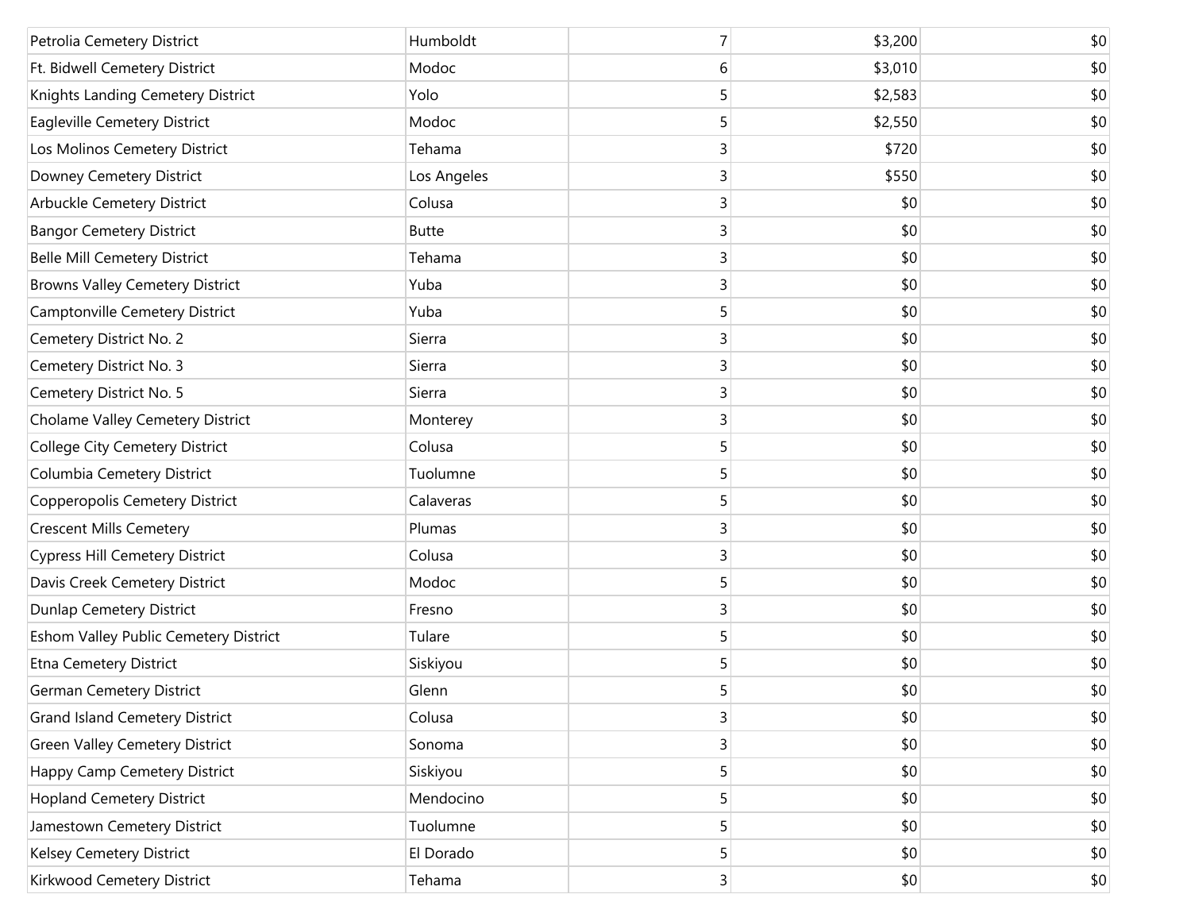| | | | | |
|---|---|---|---|---|
| Petrolia Cemetery District | Humboldt | 7 | $3,200 | $0 |
| Ft. Bidwell Cemetery District | Modoc | 6 | $3,010 | $0 |
| Knights Landing Cemetery District | Yolo | 5 | $2,583 | $0 |
| Eagleville Cemetery District | Modoc | 5 | $2,550 | $0 |
| Los Molinos Cemetery District | Tehama | 3 | $720 | $0 |
| Downey Cemetery District | Los Angeles | 3 | $550 | $0 |
| Arbuckle Cemetery District | Colusa | 3 | $0 | $0 |
| Bangor Cemetery District | Butte | 3 | $0 | $0 |
| Belle Mill Cemetery District | Tehama | 3 | $0 | $0 |
| Browns Valley Cemetery District | Yuba | 3 | $0 | $0 |
| Camptonville Cemetery District | Yuba | 5 | $0 | $0 |
| Cemetery District No. 2 | Sierra | 3 | $0 | $0 |
| Cemetery District No. 3 | Sierra | 3 | $0 | $0 |
| Cemetery District No. 5 | Sierra | 3 | $0 | $0 |
| Cholame Valley Cemetery District | Monterey | 3 | $0 | $0 |
| College City Cemetery District | Colusa | 5 | $0 | $0 |
| Columbia Cemetery District | Tuolumne | 5 | $0 | $0 |
| Copperopolis Cemetery District | Calaveras | 5 | $0 | $0 |
| Crescent Mills Cemetery | Plumas | 3 | $0 | $0 |
| Cypress Hill Cemetery District | Colusa | 3 | $0 | $0 |
| Davis Creek Cemetery District | Modoc | 5 | $0 | $0 |
| Dunlap Cemetery District | Fresno | 3 | $0 | $0 |
| Eshom Valley Public Cemetery District | Tulare | 5 | $0 | $0 |
| Etna Cemetery District | Siskiyou | 5 | $0 | $0 |
| German Cemetery District | Glenn | 5 | $0 | $0 |
| Grand Island Cemetery District | Colusa | 3 | $0 | $0 |
| Green Valley Cemetery District | Sonoma | 3 | $0 | $0 |
| Happy Camp Cemetery District | Siskiyou | 5 | $0 | $0 |
| Hopland Cemetery District | Mendocino | 5 | $0 | $0 |
| Jamestown Cemetery District | Tuolumne | 5 | $0 | $0 |
| Kelsey Cemetery District | El Dorado | 5 | $0 | $0 |
| Kirkwood Cemetery District | Tehama | 3 | $0 | $0 |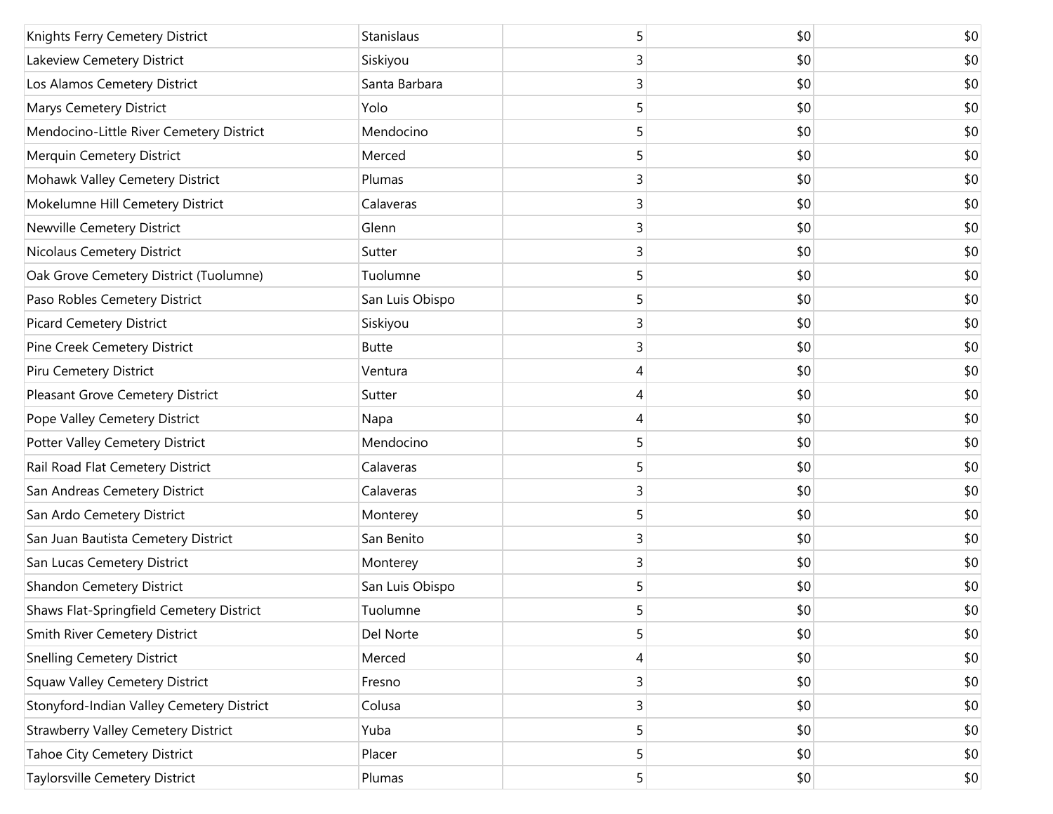| | | | | |
|---|---|---|---|---|
| Knights Ferry Cemetery District | Stanislaus | 5 | $0 | $0 |
| Lakeview Cemetery District | Siskiyou | 3 | $0 | $0 |
| Los Alamos Cemetery District | Santa Barbara | 3 | $0 | $0 |
| Marys Cemetery District | Yolo | 5 | $0 | $0 |
| Mendocino-Little River Cemetery District | Mendocino | 5 | $0 | $0 |
| Merquin Cemetery District | Merced | 5 | $0 | $0 |
| Mohawk Valley Cemetery District | Plumas | 3 | $0 | $0 |
| Mokelumne Hill Cemetery District | Calaveras | 3 | $0 | $0 |
| Newville Cemetery District | Glenn | 3 | $0 | $0 |
| Nicolaus Cemetery District | Sutter | 3 | $0 | $0 |
| Oak Grove Cemetery District (Tuolumne) | Tuolumne | 5 | $0 | $0 |
| Paso Robles Cemetery District | San Luis Obispo | 5 | $0 | $0 |
| Picard Cemetery District | Siskiyou | 3 | $0 | $0 |
| Pine Creek Cemetery District | Butte | 3 | $0 | $0 |
| Piru Cemetery District | Ventura | 4 | $0 | $0 |
| Pleasant Grove Cemetery District | Sutter | 4 | $0 | $0 |
| Pope Valley Cemetery District | Napa | 4 | $0 | $0 |
| Potter Valley Cemetery District | Mendocino | 5 | $0 | $0 |
| Rail Road Flat Cemetery District | Calaveras | 5 | $0 | $0 |
| San Andreas Cemetery District | Calaveras | 3 | $0 | $0 |
| San Ardo Cemetery District | Monterey | 5 | $0 | $0 |
| San Juan Bautista Cemetery District | San Benito | 3 | $0 | $0 |
| San Lucas Cemetery District | Monterey | 3 | $0 | $0 |
| Shandon Cemetery District | San Luis Obispo | 5 | $0 | $0 |
| Shaws Flat-Springfield Cemetery District | Tuolumne | 5 | $0 | $0 |
| Smith River Cemetery District | Del Norte | 5 | $0 | $0 |
| Snelling Cemetery District | Merced | 4 | $0 | $0 |
| Squaw Valley Cemetery District | Fresno | 3 | $0 | $0 |
| Stonyford-Indian Valley Cemetery District | Colusa | 3 | $0 | $0 |
| Strawberry Valley Cemetery District | Yuba | 5 | $0 | $0 |
| Tahoe City Cemetery District | Placer | 5 | $0 | $0 |
| Taylorsville Cemetery District | Plumas | 5 | $0 | $0 |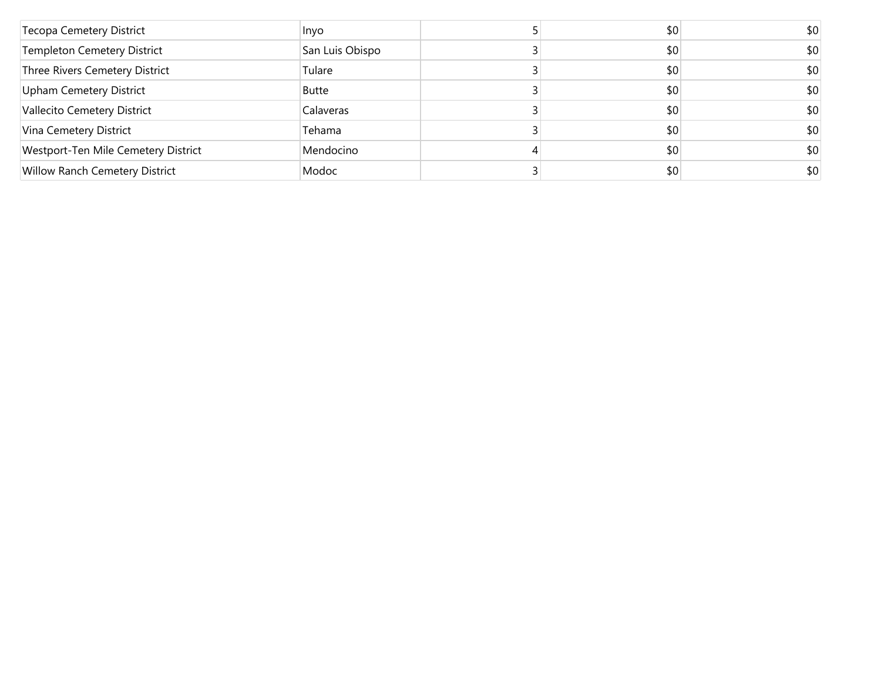| | | | | |
|---|---|---|---|---|
| Tecopa Cemetery District | Inyo | 5 | $0 | $0 |
| Templeton Cemetery District | San Luis Obispo | 3 | $0 | $0 |
| Three Rivers Cemetery District | Tulare | 3 | $0 | $0 |
| Upham Cemetery District | Butte | 3 | $0 | $0 |
| Vallecito Cemetery District | Calaveras | 3 | $0 | $0 |
| Vina Cemetery District | Tehama | 3 | $0 | $0 |
| Westport-Ten Mile Cemetery District | Mendocino | 4 | $0 | $0 |
| Willow Ranch Cemetery District | Modoc | 3 | $0 | $0 |